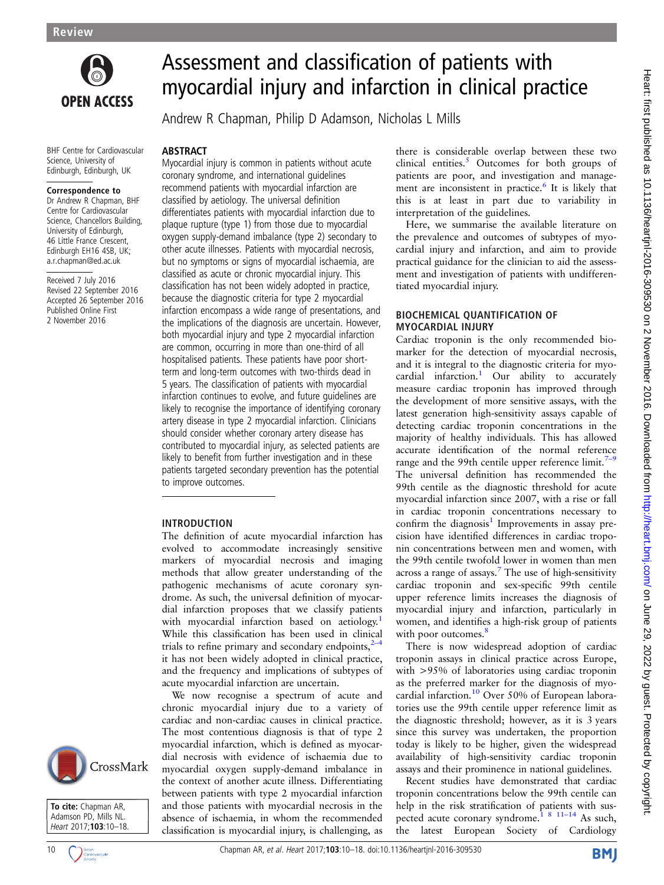# Assessment and classification of patients with myocardial injury and infarction in clinical practice

Andrew R Chapman, Philip D Adamson, Nicholas L Mills

BHF Centre for Cardiovascular Science, University of Edinburgh, Edinburgh, UK

**Correspondence to**
Dr Andrew R Chapman, BHF Centre for Cardiovascular Science, Chancellors Building, University of Edinburgh, 46 Little France Crescent, Edinburgh EH16 4SB, UK; a.r.chapman@ed.ac.uk

Received 7 July 2016
Revised 22 September 2016
Accepted 26 September 2016
Published Online First 2 November 2016

**To cite:** Chapman AR, Adamson PD, Mills NL. *Heart* 2017;**103**:10–18.

## ABSTRACT

Myocardial injury is common in patients without acute coronary syndrome, and international guidelines recommend patients with myocardial infarction are classified by aetiology. The universal definition differentiates patients with myocardial infarction due to plaque rupture (type 1) from those due to myocardial oxygen supply-demand imbalance (type 2) secondary to other acute illnesses. Patients with myocardial necrosis, but no symptoms or signs of myocardial ischaemia, are classified as acute or chronic myocardial injury. This classification has not been widely adopted in practice, because the diagnostic criteria for type 2 myocardial infarction encompass a wide range of presentations, and the implications of the diagnosis are uncertain. However, both myocardial injury and type 2 myocardial infarction are common, occurring in more than one-third of all hospitalised patients. These patients have poor short-term and long-term outcomes with two-thirds dead in 5 years. The classification of patients with myocardial infarction continues to evolve, and future guidelines are likely to recognise the importance of identifying coronary artery disease in type 2 myocardial infarction. Clinicians should consider whether coronary artery disease has contributed to myocardial injury, as selected patients are likely to benefit from further investigation and in these patients targeted secondary prevention has the potential to improve outcomes.

## INTRODUCTION

The definition of acute myocardial infarction has evolved to accommodate increasingly sensitive markers of myocardial necrosis and imaging methods that allow greater understanding of the pathogenic mechanisms of acute coronary syndrome. As such, the universal definition of myocardial infarction proposes that we classify patients with myocardial infarction based on aetiology.[1] While this classification has been used in clinical trials to refine primary and secondary endpoints,[2–4] it has not been widely adopted in clinical practice, and the frequency and implications of subtypes of acute myocardial infarction are uncertain.

We now recognise a spectrum of acute and chronic myocardial injury due to a variety of cardiac and non-cardiac causes in clinical practice. The most contentious diagnosis is that of type 2 myocardial infarction, which is defined as myocardial necrosis with evidence of ischaemia due to myocardial oxygen supply-demand imbalance in the context of another acute illness. Differentiating between patients with type 2 myocardial infarction and those patients with myocardial necrosis in the absence of ischaemia, in whom the recommended classification is myocardial injury, is challenging, as there is considerable overlap between these two clinical entities.[5] Outcomes for both groups of patients are poor, and investigation and management are inconsistent in practice.[6] It is likely that this is at least in part due to variability in interpretation of the guidelines.

Here, we summarise the available literature on the prevalence and outcomes of subtypes of myocardial injury and infarction, and aim to provide practical guidance for the clinician to aid the assessment and investigation of patients with undifferentiated myocardial injury.

## BIOCHEMICAL QUANTIFICATION OF MYOCARDIAL INJURY

Cardiac troponin is the only recommended biomarker for the detection of myocardial necrosis, and it is integral to the diagnostic criteria for myocardial infarction.[1] Our ability to accurately measure cardiac troponin has improved through the development of more sensitive assays, with the latest generation high-sensitivity assays capable of detecting cardiac troponin concentrations in the majority of healthy individuals. This has allowed accurate identification of the normal reference range and the 99th centile upper reference limit.[7–9] The universal definition has recommended the 99th centile as the diagnostic threshold for acute myocardial infarction since 2007, with a rise or fall in cardiac troponin concentrations necessary to confirm the diagnosis[1] Improvements in assay precision have identified differences in cardiac troponin concentrations between men and women, with the 99th centile twofold lower in women than men across a range of assays.[7] The use of high-sensitivity cardiac troponin and sex-specific 99th centile upper reference limits increases the diagnosis of myocardial injury and infarction, particularly in women, and identifies a high-risk group of patients with poor outcomes.[8]

There is now widespread adoption of cardiac troponin assays in clinical practice across Europe, with >95% of laboratories using cardiac troponin as the preferred marker for the diagnosis of myocardial infarction.[10] Over 50% of European laboratories use the 99th centile upper reference limit as the diagnostic threshold; however, as it is 3 years since this survey was undertaken, the proportion today is likely to be higher, given the widespread availability of high-sensitivity cardiac troponin assays and their prominence in national guidelines.

Recent studies have demonstrated that cardiac troponin concentrations below the 99th centile can help in the risk stratification of patients with suspected acute coronary syndrome.[1 8 11–14] As such, the latest European Society of Cardiology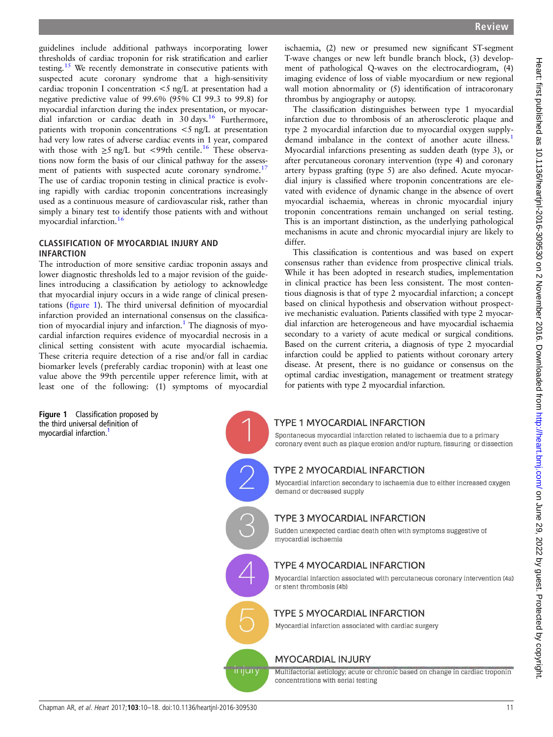guidelines include additional pathways incorporating lower thresholds of cardiac troponin for risk stratification and earlier testing.[15] We recently demonstrate in consecutive patients with suspected acute coronary syndrome that a high-sensitivity cardiac troponin I concentration <5 ng/L at presentation had a negative predictive value of 99.6% (95% CI 99.3 to 99.8) for myocardial infarction during the index presentation, or myocardial infarction or cardiac death in 30 days.[16] Furthermore, patients with troponin concentrations <5 ng/L at presentation had very low rates of adverse cardiac events in 1 year, compared with those with ≥5 ng/L but <99th centile.[16] These observations now form the basis of our clinical pathway for the assessment of patients with suspected acute coronary syndrome.[17] The use of cardiac troponin testing in clinical practice is evolving rapidly with cardiac troponin concentrations increasingly used as a continuous measure of cardiovascular risk, rather than simply a binary test to identify those patients with and without myocardial infarction.[16]

## CLASSIFICATION OF MYOCARDIAL INJURY AND INFARCTION

The introduction of more sensitive cardiac troponin assays and lower diagnostic thresholds led to a major revision of the guidelines introducing a classification by aetiology to acknowledge that myocardial injury occurs in a wide range of clinical presentations (figure 1). The third universal definition of myocardial infarction provided an international consensus on the classification of myocardial injury and infarction.[1] The diagnosis of myocardial infarction requires evidence of myocardial necrosis in a clinical setting consistent with acute myocardial ischaemia. These criteria require detection of a rise and/or fall in cardiac biomarker levels (preferably cardiac troponin) with at least one value above the 99th percentile upper reference limit, with at least one of the following: (1) symptoms of myocardial ischaemia, (2) new or presumed new significant ST-segment T-wave changes or new left bundle branch block, (3) development of pathological Q-waves on the electrocardiogram, (4) imaging evidence of loss of viable myocardium or new regional wall motion abnormality or (5) identification of intracoronary thrombus by angiography or autopsy.

The classification distinguishes between type 1 myocardial infarction due to thrombosis of an atherosclerotic plaque and type 2 myocardial infarction due to myocardial oxygen supply-demand imbalance in the context of another acute illness.[1] Myocardial infarctions presenting as sudden death (type 3), or after percutaneous coronary intervention (type 4) and coronary artery bypass grafting (type 5) are also defined. Acute myocardial injury is classified where troponin concentrations are elevated with evidence of dynamic change in the absence of overt myocardial ischaemia, whereas in chronic myocardial injury troponin concentrations remain unchanged on serial testing. This is an important distinction, as the underlying pathological mechanisms in acute and chronic myocardial injury are likely to differ.

This classification is contentious and was based on expert consensus rather than evidence from prospective clinical trials. While it has been adopted in research studies, implementation in clinical practice has been less consistent. The most contentious diagnosis is that of type 2 myocardial infarction; a concept based on clinical hypothesis and observation without prospective mechanistic evaluation. Patients classified with type 2 myocardial infarction are heterogeneous and have myocardial ischaemia secondary to a variety of acute medical or surgical conditions. Based on the current criteria, a diagnosis of type 2 myocardial infarction could be applied to patients without coronary artery disease. At present, there is no guidance or consensus on the optimal cardiac investigation, management or treatment strategy for patients with type 2 myocardial infarction.

**1 — TYPE 1 MYOCARDIAL INFARCTION**
Spontaneous myocardial infarction related to ischaemia due to a primary coronary event such as plaque erosion and/or rupture, fissuring or dissection

**2 — TYPE 2 MYOCARDIAL INFARCTION**
Myocardial infarction secondary to ischaemia due to either increased oxygen demand or decreased supply

**3 — TYPE 3 MYOCARDIAL INFARCTION**
Sudden unexpected cardiac death often with symptoms suggestive of myocardial ischaemia

**4 — TYPE 4 MYOCARDIAL INFARCTION**
Myocardial infarction associated with percutaneous coronary intervention (4a) or stent thrombosis (4b)

**5 — TYPE 5 MYOCARDIAL INFARCTION**
Myocardial infarction associated with cardiac surgery

**injury — MYOCARDIAL INJURY**
Multifactorial aetiology; acute or chronic based on change in cardiac troponin concentrations with serial testing

**Figure 1** Classification proposed by the third universal definition of myocardial infarction.[1]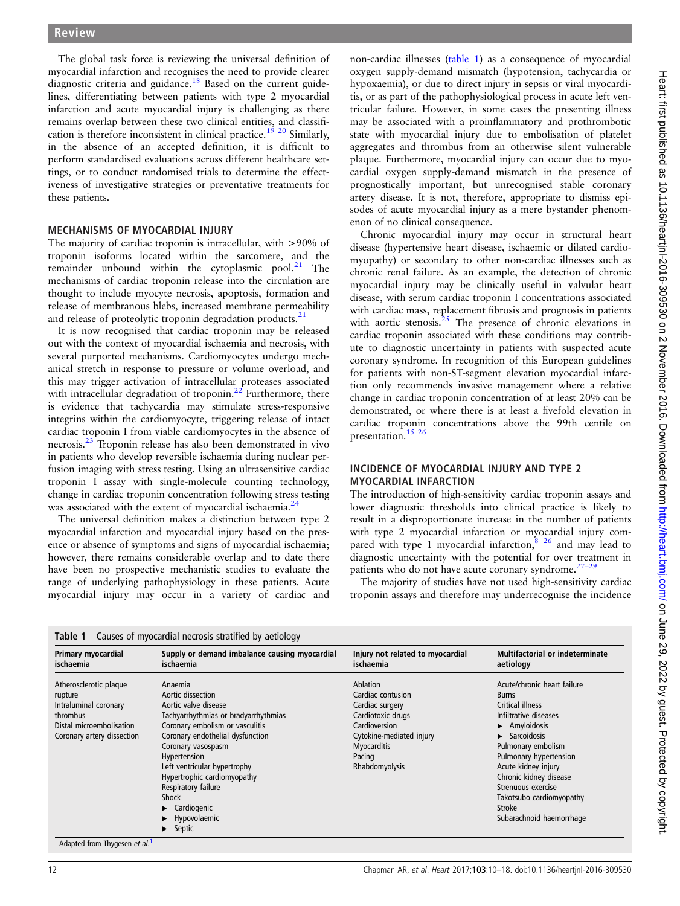The global task force is reviewing the universal definition of myocardial infarction and recognises the need to provide clearer diagnostic criteria and guidance.[18] Based on the current guidelines, differentiating between patients with type 2 myocardial infarction and acute myocardial injury is challenging as there remains overlap between these two clinical entities, and classification is therefore inconsistent in clinical practice.[19 20] Similarly, in the absence of an accepted definition, it is difficult to perform standardised evaluations across different healthcare settings, or to conduct randomised trials to determine the effectiveness of investigative strategies or preventative treatments for these patients.

## MECHANISMS OF MYOCARDIAL INJURY

The majority of cardiac troponin is intracellular, with >90% of troponin isoforms located within the sarcomere, and the remainder unbound within the cytoplasmic pool.[21] The mechanisms of cardiac troponin release into the circulation are thought to include myocyte necrosis, apoptosis, formation and release of membranous blebs, increased membrane permeability and release of proteolytic troponin degradation products.[21]

It is now recognised that cardiac troponin may be released out with the context of myocardial ischaemia and necrosis, with several purported mechanisms. Cardiomyocytes undergo mechanical stretch in response to pressure or volume overload, and this may trigger activation of intracellular proteases associated with intracellular degradation of troponin.[22] Furthermore, there is evidence that tachycardia may stimulate stress-responsive integrins within the cardiomyocyte, triggering release of intact cardiac troponin I from viable cardiomyocytes in the absence of necrosis.[23] Troponin release has also been demonstrated in vivo in patients who develop reversible ischaemia during nuclear perfusion imaging with stress testing. Using an ultrasensitive cardiac troponin I assay with single-molecule counting technology, change in cardiac troponin concentration following stress testing was associated with the extent of myocardial ischaemia.[24]

The universal definition makes a distinction between type 2 myocardial infarction and myocardial injury based on the presence or absence of symptoms and signs of myocardial ischaemia; however, there remains considerable overlap and to date there have been no prospective mechanistic studies to evaluate the range of underlying pathophysiology in these patients. Acute myocardial injury may occur in a variety of cardiac and non-cardiac illnesses (table 1) as a consequence of myocardial oxygen supply-demand mismatch (hypotension, tachycardia or hypoxaemia), or due to direct injury in sepsis or viral myocarditis, or as part of the pathophysiological process in acute left ventricular failure. However, in some cases the presenting illness may be associated with a proinflammatory and prothrombotic state with myocardial injury due to embolisation of platelet aggregates and thrombus from an otherwise silent vulnerable plaque. Furthermore, myocardial injury can occur due to myocardial oxygen supply-demand mismatch in the presence of prognostically important, but unrecognised stable coronary artery disease. It is not, therefore, appropriate to dismiss episodes of acute myocardial injury as a mere bystander phenomenon of no clinical consequence.

Chronic myocardial injury may occur in structural heart disease (hypertensive heart disease, ischaemic or dilated cardiomyopathy) or secondary to other non-cardiac illnesses such as chronic renal failure. As an example, the detection of chronic myocardial injury may be clinically useful in valvular heart disease, with serum cardiac troponin I concentrations associated with cardiac mass, replacement fibrosis and prognosis in patients with aortic stenosis.[25] The presence of chronic elevations in cardiac troponin associated with these conditions may contribute to diagnostic uncertainty in patients with suspected acute coronary syndrome. In recognition of this European guidelines for patients with non-ST-segment elevation myocardial infarction only recommends invasive management where a relative change in cardiac troponin concentration of at least 20% can be demonstrated, or where there is at least a fivefold elevation in cardiac troponin concentrations above the 99th centile on presentation.[15 26]

## INCIDENCE OF MYOCARDIAL INJURY AND TYPE 2 MYOCARDIAL INFARCTION

The introduction of high-sensitivity cardiac troponin assays and lower diagnostic thresholds into clinical practice is likely to result in a disproportionate increase in the number of patients with type 2 myocardial infarction or myocardial injury compared with type 1 myocardial infarction,[8 26] and may lead to diagnostic uncertainty with the potential for over treatment in patients who do not have acute coronary syndrome.[27–29]

The majority of studies have not used high-sensitivity cardiac troponin assays and therefore may underrecognise the incidence

**Table 1** Causes of myocardial necrosis stratified by aetiology

| Primary myocardial ischaemia | Supply or demand imbalance causing myocardial ischaemia | Injury not related to myocardial ischaemia | Multifactorial or indeterminate aetiology |
|---|---|---|---|
| Atherosclerotic plaque rupture | Anaemia | Ablation | Acute/chronic heart failure |
| Intraluminal coronary thrombus | Aortic dissection | Cardiac contusion | Burns |
| Distal microembolisation | Aortic valve disease | Cardiac surgery | Critical illness |
| Coronary artery dissection | Tachyarrhythmias or bradyarrhythmias | Cardiotoxic drugs | Infiltrative diseases |
| | Coronary embolism or vasculitis | Cardioversion | ▸ Amyloidosis |
| | Coronary endothelial dysfunction | Cytokine-mediated injury | ▸ Sarcoidosis |
| | Coronary vasospasm | Myocarditis | Pulmonary embolism |
| | Hypertension | Pacing | Pulmonary hypertension |
| | Left ventricular hypertrophy | Rhabdomyolysis | Acute kidney injury |
| | Hypertrophic cardiomyopathy | | Chronic kidney disease |
| | Respiratory failure | | Strenuous exercise |
| | Shock | | Takotsubo cardiomyopathy |
| | ▸ Cardiogenic | | Stroke |
| | ▸ Hypovolaemic | | Subarachnoid haemorrhage |
| | ▸ Septic | | |

Adapted from Thygesen *et al*.[1]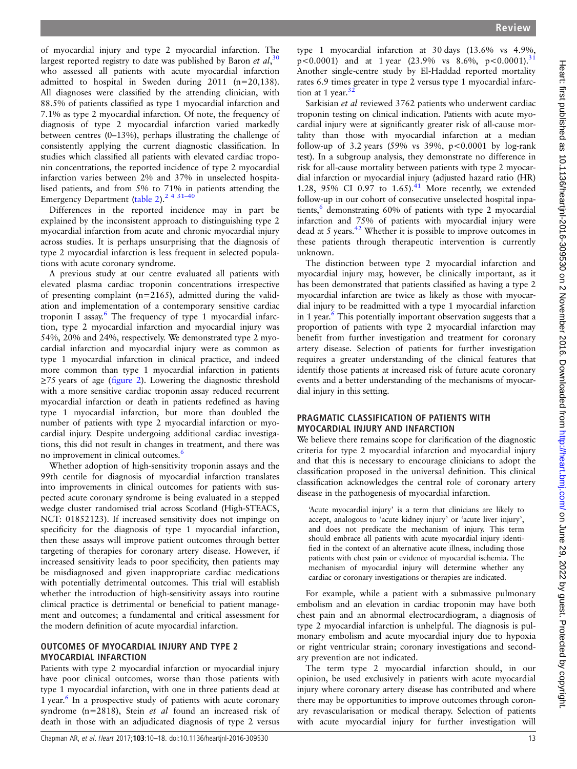of myocardial injury and type 2 myocardial infarction. The largest reported registry to date was published by Baron *et al*,[30] who assessed all patients with acute myocardial infarction admitted to hospital in Sweden during 2011 (n=20,138). All diagnoses were classified by the attending clinician, with 88.5% of patients classified as type 1 myocardial infarction and 7.1% as type 2 myocardial infarction. Of note, the frequency of diagnosis of type 2 myocardial infarction varied markedly between centres (0–13%), perhaps illustrating the challenge of consistently applying the current diagnostic classification. In studies which classified all patients with elevated cardiac troponin concentrations, the reported incidence of type 2 myocardial infarction varies between 2% and 37% in unselected hospitalised patients, and from 5% to 71% in patients attending the Emergency Department (table 2).[2 4 31–40]

Differences in the reported incidence may in part be explained by the inconsistent approach to distinguishing type 2 myocardial infarction from acute and chronic myocardial injury across studies. It is perhaps unsurprising that the diagnosis of type 2 myocardial infarction is less frequent in selected populations with acute coronary syndrome.

A previous study at our centre evaluated all patients with elevated plasma cardiac troponin concentrations irrespective of presenting complaint (n=2165), admitted during the validation and implementation of a contemporary sensitive cardiac troponin I assay.[6] The frequency of type 1 myocardial infarction, type 2 myocardial infarction and myocardial injury was 54%, 20% and 24%, respectively. We demonstrated type 2 myocardial infarction and myocardial injury were as common as type 1 myocardial infarction in clinical practice, and indeed more common than type 1 myocardial infarction in patients ≥75 years of age (figure 2). Lowering the diagnostic threshold with a more sensitive cardiac troponin assay reduced recurrent myocardial infarction or death in patients redefined as having type 1 myocardial infarction, but more than doubled the number of patients with type 2 myocardial infarction or myocardial injury. Despite undergoing additional cardiac investigations, this did not result in changes in treatment, and there was no improvement in clinical outcomes.[6]

Whether adoption of high-sensitivity troponin assays and the 99th centile for diagnosis of myocardial infarction translates into improvements in clinical outcomes for patients with suspected acute coronary syndrome is being evaluated in a stepped wedge cluster randomised trial across Scotland (High-STEACS, NCT: 01852123). If increased sensitivity does not impinge on specificity for the diagnosis of type 1 myocardial infarction, then these assays will improve patient outcomes through better targeting of therapies for coronary artery disease. However, if increased sensitivity leads to poor specificity, then patients may be misdiagnosed and given inappropriate cardiac medications with potentially detrimental outcomes. This trial will establish whether the introduction of high-sensitivity assays into routine clinical practice is detrimental or beneficial to patient management and outcomes; a fundamental and critical assessment for the modern definition of acute myocardial infarction.

## OUTCOMES OF MYOCARDIAL INJURY AND TYPE 2 MYOCARDIAL INFARCTION

Patients with type 2 myocardial infarction or myocardial injury have poor clinical outcomes, worse than those patients with type 1 myocardial infarction, with one in three patients dead at 1 year.[6] In a prospective study of patients with acute coronary syndrome (n=2818), Stein *et al* found an increased risk of death in those with an adjudicated diagnosis of type 2 versus type 1 myocardial infarction at 30 days (13.6% vs 4.9%, $p<0.0001$) and at 1 year (23.9% vs 8.6%, $p<0.0001$).[31] Another single-centre study by El-Haddad reported mortality rates 6.9 times greater in type 2 versus type 1 myocardial infarction at 1 year.[32]

Sarkisian *et al* reviewed 3762 patients who underwent cardiac troponin testing on clinical indication. Patients with acute myocardial injury were at significantly greater risk of all-cause mortality than those with myocardial infarction at a median follow-up of 3.2 years (59% vs 39%, $p<0.0001$ by log-rank test). In a subgroup analysis, they demonstrate no difference in risk for all-cause mortality between patients with type 2 myocardial infarction or myocardial injury (adjusted hazard ratio (HR) 1.28, 95% CI 0.97 to 1.65).[41] More recently, we extended follow-up in our cohort of consecutive unselected hospital inpatients,[6] demonstrating 60% of patients with type 2 myocardial infarction and 75% of patients with myocardial injury were dead at 5 years.[42] Whether it is possible to improve outcomes in these patients through therapeutic intervention is currently unknown.

The distinction between type 2 myocardial infarction and myocardial injury may, however, be clinically important, as it has been demonstrated that patients classified as having a type 2 myocardial infarction are twice as likely as those with myocardial injury to be readmitted with a type 1 myocardial infarction in 1 year.[6] This potentially important observation suggests that a proportion of patients with type 2 myocardial infarction may benefit from further investigation and treatment for coronary artery disease. Selection of patients for further investigation requires a greater understanding of the clinical features that identify those patients at increased risk of future acute coronary events and a better understanding of the mechanisms of myocardial injury in this setting.

## PRAGMATIC CLASSIFICATION OF PATIENTS WITH MYOCARDIAL INJURY AND INFARCTION

We believe there remains scope for clarification of the diagnostic criteria for type 2 myocardial infarction and myocardial injury and that this is necessary to encourage clinicians to adopt the classification proposed in the universal definition. This clinical classification acknowledges the central role of coronary artery disease in the pathogenesis of myocardial infarction.

> 'Acute myocardial injury' is a term that clinicians are likely to accept, analogous to 'acute kidney injury' or 'acute liver injury', and does not predicate the mechanism of injury. This term should embrace all patients with acute myocardial injury identified in the context of an alternative acute illness, including those patients with chest pain or evidence of myocardial ischemia. The mechanism of myocardial injury will determine whether any cardiac or coronary investigations or therapies are indicated.

For example, while a patient with a submassive pulmonary embolism and an elevation in cardiac troponin may have both chest pain and an abnormal electrocardiogram, a diagnosis of type 2 myocardial infarction is unhelpful. The diagnosis is pulmonary embolism and acute myocardial injury due to hypoxia or right ventricular strain; coronary investigations and secondary prevention are not indicated.

The term type 2 myocardial infarction should, in our opinion, be used exclusively in patients with acute myocardial injury where coronary artery disease has contributed and where there may be opportunities to improve outcomes through coronary revascularisation or medical therapy. Selection of patients with acute myocardial injury for further investigation will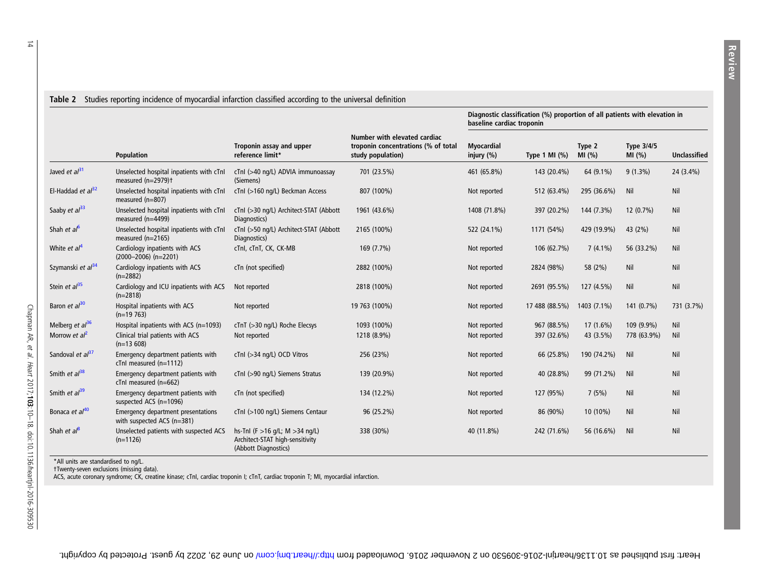**Table 2** Studies reporting incidence of myocardial infarction classified according to the universal definition

| | Population | Troponin assay and upper reference limit* | Number with elevated cardiac troponin concentrations (% of total study population) | Diagnostic classification (%) proportion of all patients with elevation in baseline cardiac troponin | | | | |
|---|---|---|---|---|---|---|---|---|
| | | | | Myocardial injury (%) | Type 1 MI (%) | Type 2 MI (%) | Type 3/4/5 MI (%) | Unclassified |
| Javed *et al*[31] | Unselected hospital inpatients with cTnI measured (n=2979)† | cTnI (>40 ng/L) ADVIA immunoassay (Siemens) | 701 (23.5%) | 461 (65.8%) | 143 (20.4%) | 64 (9.1%) | 9 (1.3%) | 24 (3.4%) |
| El-Haddad *et al*[32] | Unselected hospital inpatients with cTnI measured (n=807) | cTnI (>160 ng/L) Beckman Access | 807 (100%) | Not reported | 512 (63.4%) | 295 (36.6%) | Nil | Nil |
| Saaby *et al*[33] | Unselected hospital inpatients with cTnI measured (n=4499) | cTnI (>30 ng/L) Architect-STAT (Abbott Diagnostics) | 1961 (43.6%) | 1408 (71.8%) | 397 (20.2%) | 144 (7.3%) | 12 (0.7%) | Nil |
| Shah *et al*[6] | Unselected hospital inpatients with cTnI measured (n=2165) | cTnI (>50 ng/L) Architect-STAT (Abbott Diagnostics) | 2165 (100%) | 522 (24.1%) | 1171 (54%) | 429 (19.9%) | 43 (2%) | Nil |
| White *et al*[4] | Cardiology inpatients with ACS (2000–2006) (n=2201) | cTnI, cTnT, CK, CK-MB | 169 (7.7%) | Not reported | 106 (62.7%) | 7 (4.1%) | 56 (33.2%) | Nil |
| Szymanski *et al*[34] | Cardiology inpatients with ACS (n=2882) | cTn (not specified) | 2882 (100%) | Not reported | 2824 (98%) | 58 (2%) | Nil | Nil |
| Stein *et al*[35] | Cardiology and ICU inpatients with ACS (n=2818) | Not reported | 2818 (100%) | Not reported | 2691 (95.5%) | 127 (4.5%) | Nil | Nil |
| Baron *et al*[30] | Hospital inpatients with ACS (n=19 763) | Not reported | 19 763 (100%) | Not reported | 17 488 (88.5%) | 1403 (7.1%) | 141 (0.7%) | 731 (3.7%) |
| Melberg *et al*[36] | Hospital inpatients with ACS (n=1093) | cTnT (>30 ng/L) Roche Elecsys | 1093 (100%) | Not reported | 967 (88.5%) | 17 (1.6%) | 109 (9.9%) | Nil |
| Morrow *et al*[2] | Clinical trial patients with ACS (n=13 608) | Not reported | 1218 (8.9%) | Not reported | 397 (32.6%) | 43 (3.5%) | 778 (63.9%) | Nil |
| Sandoval *et al*[37] | Emergency department patients with cTnI measured (n=1112) | cTnI (>34 ng/L) OCD Vitros | 256 (23%) | Not reported | 66 (25.8%) | 190 (74.2%) | Nil | Nil |
| Smith *et al*[38] | Emergency department patients with cTnI measured (n=662) | cTnI (>90 ng/L) Siemens Stratus | 139 (20.9%) | Not reported | 40 (28.8%) | 99 (71.2%) | Nil | Nil |
| Smith *et al*[39] | Emergency department patients with suspected ACS (n=1096) | cTn (not specified) | 134 (12.2%) | Not reported | 127 (95%) | 7 (5%) | Nil | Nil |
| Bonaca *et al*[40] | Emergency department presentations with suspected ACS (n=381) | cTnI (>100 ng/L) Siemens Centaur | 96 (25.2%) | Not reported | 86 (90%) | 10 (10%) | Nil | Nil |
| Shah *et al*[8] | Unselected patients with suspected ACS (n=1126) | hs-TnI (F >16 g/L; M >34 ng/L) Architect-STAT high-sensitivity (Abbott Diagnostics) | 338 (30%) | 40 (11.8%) | 242 (71.6%) | 56 (16.6%) | Nil | Nil |

*All units are standardised to ng/L.
†Twenty-seven exclusions (missing data).
ACS, acute coronary syndrome; CK, creatine kinase; cTnI, cardiac troponin I; cTnT, cardiac troponin T; MI, myocardial infarction.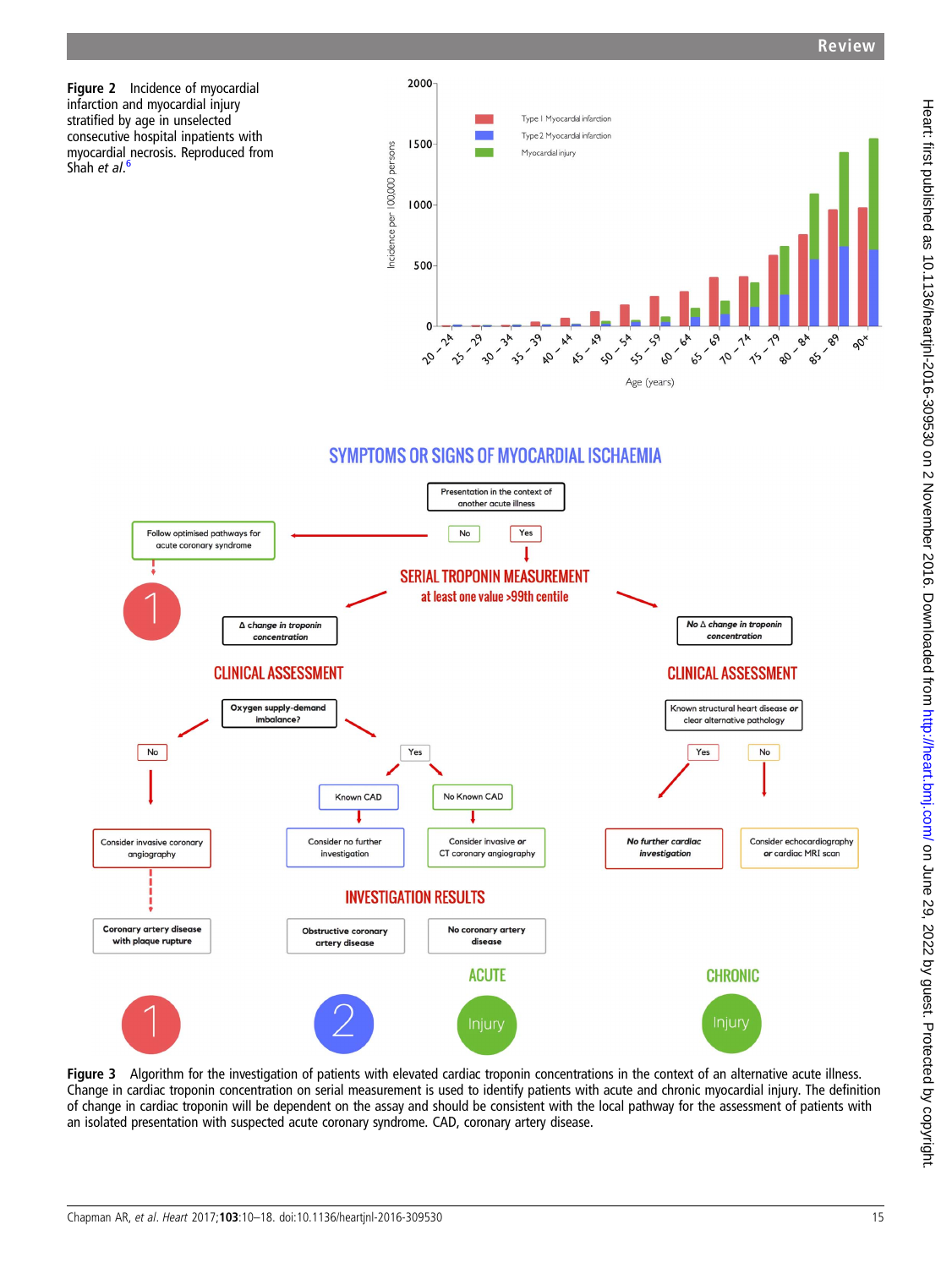Figure 2 Incidence of myocardial infarction and myocardial injury stratified by age in unselected consecutive hospital inpatients with myocardial necrosis. Reproduced from Shah *et al*.[6]

Figure 3 Algorithm for the investigation of patients with elevated cardiac troponin concentrations in the context of an alternative acute illness. Change in cardiac troponin concentration on serial measurement is used to identify patients with acute and chronic myocardial injury. The definition of change in cardiac troponin will be dependent on the assay and should be consistent with the local pathway for the assessment of patients with an isolated presentation with suspected acute coronary syndrome. CAD, coronary artery disease.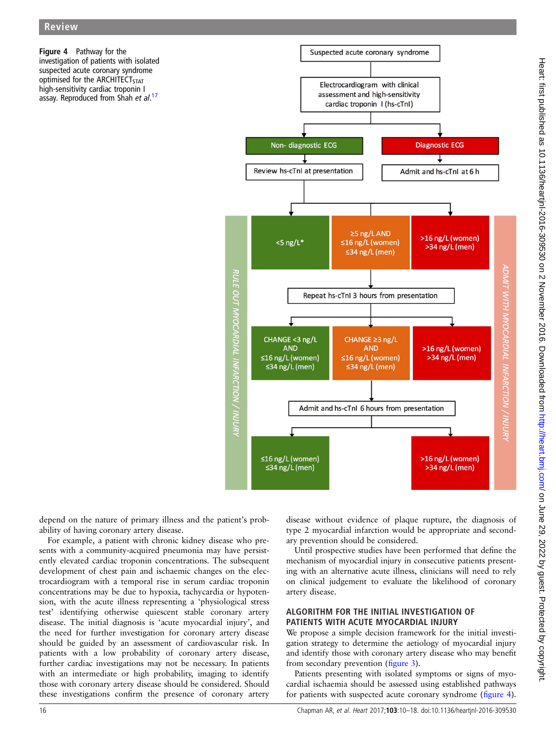Figure 4 Pathway for the investigation of patients with isolated suspected acute coronary syndrome optimised for the ARCHITECT$_{STAT}$ high-sensitivity cardiac troponin I assay. Reproduced from Shah *et al*.[17]

Suspected acute coronary syndrome

Electrocardiogram with clinical assessment and high-sensitivity cardiac troponin I (hs-cTnI)

Non- diagnostic ECG

Diagnostic ECG

Review hs-cTnI at presentation

Admit and hs-cTnI at 6 h

<5 ng/L*

≥5 ng/L AND ≤16 ng/L (women) ≤34 ng/L (men)

>16 ng/L (women) >34 ng/L (men)

Repeat hs-cTnI 3 hours from presentation

CHANGE <3 ng/L AND ≤16 ng/L (women) ≤34 ng/L (men)

CHANGE ≥3 ng/L AND ≤16 ng/L (women) ≤34 ng/L (men)

>16 ng/L (women) >34 ng/L (men)

Admit and hs-cTnI 6 hours from presentation

≤16 ng/L (women) ≤34 ng/L (men)

>16 ng/L (women) >34 ng/L (men)

RULE OUT MYOCARDIAL INFARCTION / INJURY

ADMIT WITH MYOCARDIAL INFARCTION / INJURY

depend on the nature of primary illness and the patient's probability of having coronary artery disease.

For example, a patient with chronic kidney disease who presents with a community-acquired pneumonia may have persistently elevated cardiac troponin concentrations. The subsequent development of chest pain and ischaemic changes on the electrocardiogram with a temporal rise in serum cardiac troponin concentrations may be due to hypoxia, tachycardia or hypotension, with the acute illness representing a 'physiological stress test' identifying otherwise quiescent stable coronary artery disease. The initial diagnosis is 'acute myocardial injury', and the need for further investigation for coronary artery disease should be guided by an assessment of cardiovascular risk. In patients with a low probability of coronary artery disease, further cardiac investigations may not be necessary. In patients with an intermediate or high probability, imaging to identify those with coronary artery disease should be considered. Should these investigations confirm the presence of coronary artery disease without evidence of plaque rupture, the diagnosis of type 2 myocardial infarction would be appropriate and secondary prevention should be considered.

Until prospective studies have been performed that define the mechanism of myocardial injury in consecutive patients presenting with an alternative acute illness, clinicians will need to rely on clinical judgement to evaluate the likelihood of coronary artery disease.

## ALGORITHM FOR THE INITIAL INVESTIGATION OF PATIENTS WITH ACUTE MYOCARDIAL INJURY

We propose a simple decision framework for the initial investigation strategy to determine the aetiology of myocardial injury and identify those with coronary artery disease who may benefit from secondary prevention (figure 3).

Patients presenting with isolated symptoms or signs of myocardial ischaemia should be assessed using established pathways for patients with suspected acute coronary syndrome (figure 4).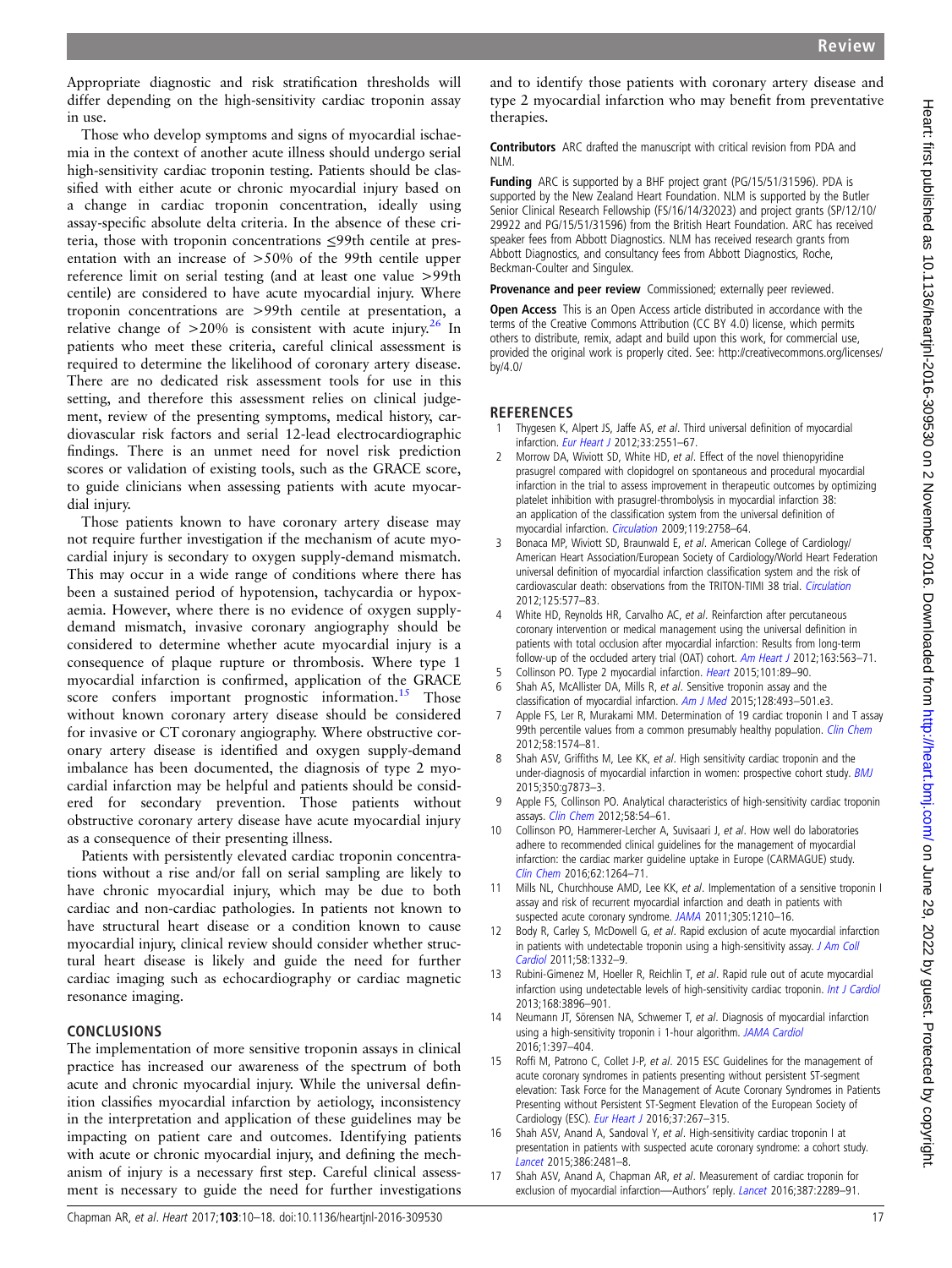Appropriate diagnostic and risk stratification thresholds will differ depending on the high-sensitivity cardiac troponin assay in use.

Those who develop symptoms and signs of myocardial ischaemia in the context of another acute illness should undergo serial high-sensitivity cardiac troponin testing. Patients should be classified with either acute or chronic myocardial injury based on a change in cardiac troponin concentration, ideally using assay-specific absolute delta criteria. In the absence of these criteria, those with troponin concentrations ≤99th centile at presentation with an increase of >50% of the 99th centile upper reference limit on serial testing (and at least one value >99th centile) are considered to have acute myocardial injury. Where troponin concentrations are >99th centile at presentation, a relative change of >20% is consistent with acute injury.[26] In patients who meet these criteria, careful clinical assessment is required to determine the likelihood of coronary artery disease. There are no dedicated risk assessment tools for use in this setting, and therefore this assessment relies on clinical judgement, review of the presenting symptoms, medical history, cardiovascular risk factors and serial 12-lead electrocardiographic findings. There is an unmet need for novel risk prediction scores or validation of existing tools, such as the GRACE score, to guide clinicians when assessing patients with acute myocardial injury.

Those patients known to have coronary artery disease may not require further investigation if the mechanism of acute myocardial injury is secondary to oxygen supply-demand mismatch. This may occur in a wide range of conditions where there has been a sustained period of hypotension, tachycardia or hypoxaemia. However, where there is no evidence of oxygen supply-demand mismatch, invasive coronary angiography should be considered to determine whether acute myocardial injury is a consequence of plaque rupture or thrombosis. Where type 1 myocardial infarction is confirmed, application of the GRACE score confers important prognostic information.[15] Those without known coronary artery disease should be considered for invasive or CT coronary angiography. Where obstructive coronary artery disease is identified and oxygen supply-demand imbalance has been documented, the diagnosis of type 2 myocardial infarction may be helpful and patients should be considered for secondary prevention. Those patients without obstructive coronary artery disease have acute myocardial injury as a consequence of their presenting illness.

Patients with persistently elevated cardiac troponin concentrations without a rise and/or fall on serial sampling are likely to have chronic myocardial injury, which may be due to both cardiac and non-cardiac pathologies. In patients not known to have structural heart disease or a condition known to cause myocardial injury, clinical review should consider whether structural heart disease is likely and guide the need for further cardiac imaging such as echocardiography or cardiac magnetic resonance imaging.

## CONCLUSIONS

The implementation of more sensitive troponin assays in clinical practice has increased our awareness of the spectrum of both acute and chronic myocardial injury. While the universal definition classifies myocardial infarction by aetiology, inconsistency in the interpretation and application of these guidelines may be impacting on patient care and outcomes. Identifying patients with acute or chronic myocardial injury, and defining the mechanism of injury is a necessary first step. Careful clinical assessment is necessary to guide the need for further investigations and to identify those patients with coronary artery disease and type 2 myocardial infarction who may benefit from preventative therapies.

**Contributors** ARC drafted the manuscript with critical revision from PDA and NLM.

**Funding** ARC is supported by a BHF project grant (PG/15/51/31596). PDA is supported by the New Zealand Heart Foundation. NLM is supported by the Butler Senior Clinical Research Fellowship (FS/16/14/32023) and project grants (SP/12/10/29922 and PG/15/51/31596) from the British Heart Foundation. ARC has received speaker fees from Abbott Diagnostics. NLM has received research grants from Abbott Diagnostics, and consultancy fees from Abbott Diagnostics, Roche, Beckman-Coulter and Singulex.

**Provenance and peer review** Commissioned; externally peer reviewed.

**Open Access** This is an Open Access article distributed in accordance with the terms of the Creative Commons Attribution (CC BY 4.0) license, which permits others to distribute, remix, adapt and build upon this work, for commercial use, provided the original work is properly cited. See: http://creativecommons.org/licenses/by/4.0/

## REFERENCES

1. Thygesen K, Alpert JS, Jaffe AS, *et al*. Third universal definition of myocardial infarction. *Eur Heart J* 2012;33:2551–67.
2. Morrow DA, Wiviott SD, White HD, *et al*. Effect of the novel thienopyridine prasugrel compared with clopidogrel on spontaneous and procedural myocardial infarction in the trial to assess improvement in therapeutic outcomes by optimizing platelet inhibition with prasugrel-thrombolysis in myocardial infarction 38: an application of the classification system from the universal definition of myocardial infarction. *Circulation* 2009;119:2758–64.
3. Bonaca MP, Wiviott SD, Braunwald E, *et al*. American College of Cardiology/American Heart Association/European Society of Cardiology/World Heart Federation universal definition of myocardial infarction classification system and the risk of cardiovascular death: observations from the TRITON-TIMI 38 trial. *Circulation* 2012;125:577–83.
4. White HD, Reynolds HR, Carvalho AC, *et al*. Reinfarction after percutaneous coronary intervention or medical management using the universal definition in patients with total occlusion after myocardial infarction: Results from long-term follow-up of the occluded artery trial (OAT) cohort. *Am Heart J* 2012;163:563–71.
5. Collinson PO. Type 2 myocardial infarction. *Heart* 2015;101:89–90.
6. Shah AS, McAllister DA, Mills R, *et al*. Sensitive troponin assay and the classification of myocardial infarction. *Am J Med* 2015;128:493–501.e3.
7. Apple FS, Ler R, Murakami MM. Determination of 19 cardiac troponin I and T assay 99th percentile values from a common presumably healthy population. *Clin Chem* 2012;58:1574–81.
8. Shah ASV, Griffiths M, Lee KK, *et al*. High sensitivity cardiac troponin and the under-diagnosis of myocardial infarction in women: prospective cohort study. *BMJ* 2015;350:g7873–3.
9. Apple FS, Collinson PO. Analytical characteristics of high-sensitivity cardiac troponin assays. *Clin Chem* 2012;58:54–61.
10. Collinson PO, Hammerer-Lercher A, Suvisaari J, *et al*. How well do laboratories adhere to recommended clinical guidelines for the management of myocardial infarction: the cardiac marker guideline uptake in Europe (CARMAGUE) study. *Clin Chem* 2016;62:1264–71.
11. Mills NL, Churchhouse AMD, Lee KK, *et al*. Implementation of a sensitive troponin I assay and risk of recurrent myocardial infarction and death in patients with suspected acute coronary syndrome. *JAMA* 2011;305:1210–16.
12. Body R, Carley S, McDowell G, *et al*. Rapid exclusion of acute myocardial infarction in patients with undetectable troponin using a high-sensitivity assay. *J Am Coll Cardiol* 2011;58:1332–9.
13. Rubini-Gimenez M, Hoeller R, Reichlin T, *et al*. Rapid rule out of acute myocardial infarction using undetectable levels of high-sensitivity cardiac troponin. *Int J Cardiol* 2013;168:3896–901.
14. Neumann JT, Sörensen NA, Schwemer T, *et al*. Diagnosis of myocardial infarction using a high-sensitivity troponin i 1-hour algorithm. *JAMA Cardiol* 2016;1:397–404.
15. Roffi M, Patrono C, Collet J-P, *et al*. 2015 ESC Guidelines for the management of acute coronary syndromes in patients presenting without persistent ST-segment elevation: Task Force for the Management of Acute Coronary Syndromes in Patients Presenting without Persistent ST-Segment Elevation of the European Society of Cardiology (ESC). *Eur Heart J* 2016;37:267–315.
16. Shah ASV, Anand A, Sandoval Y, *et al*. High-sensitivity cardiac troponin I at presentation in patients with suspected acute coronary syndrome: a cohort study. *Lancet* 2015;386:2481–8.
17. Shah ASV, Anand A, Chapman AR, *et al*. Measurement of cardiac troponin for exclusion of myocardial infarction—Authors' reply. *Lancet* 2016;387:2289–91.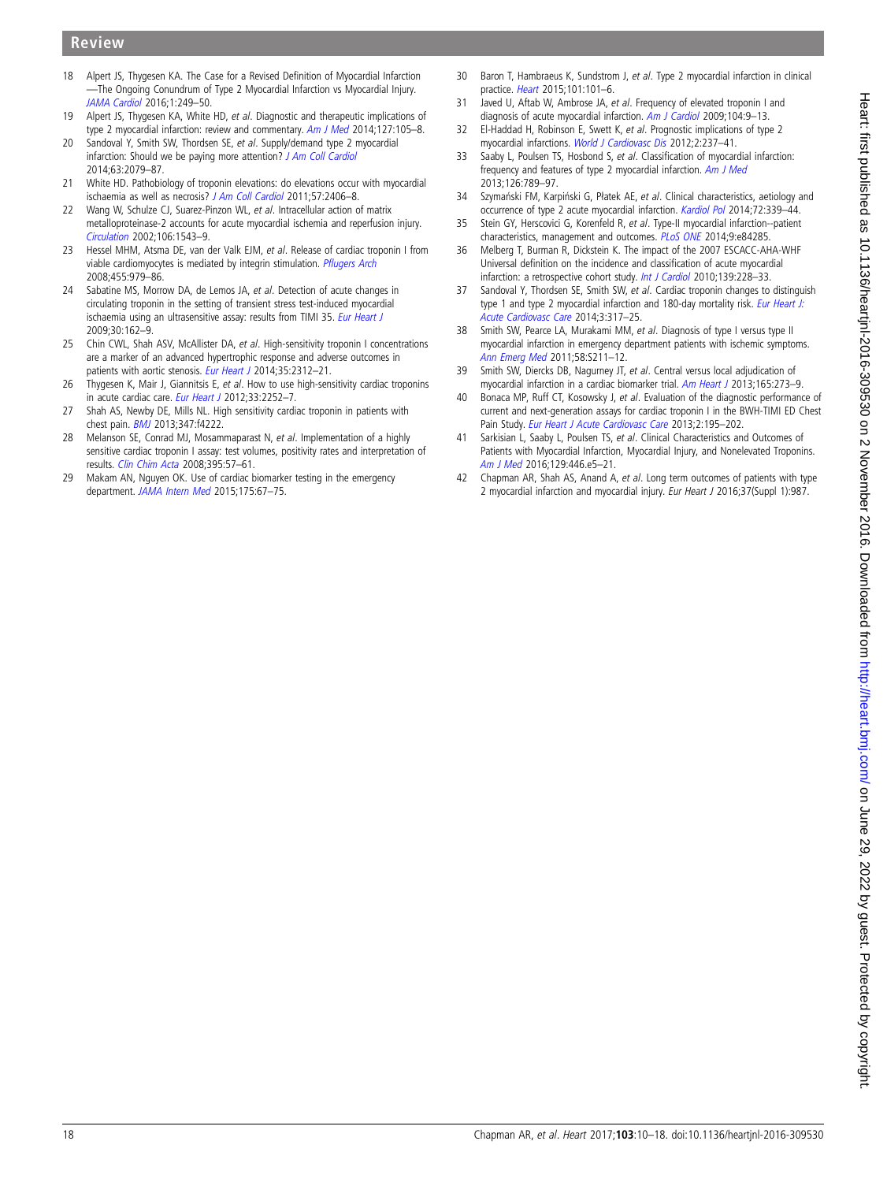18 Alpert JS, Thygesen KA. The Case for a Revised Definition of Myocardial Infarction—The Ongoing Conundrum of Type 2 Myocardial Infarction vs Myocardial Injury. *JAMA Cardiol* 2016;1:249–50.
19 Alpert JS, Thygesen KA, White HD, *et al*. Diagnostic and therapeutic implications of type 2 myocardial infarction: review and commentary. *Am J Med* 2014;127:105–8.
20 Sandoval Y, Smith SW, Thordsen SE, *et al*. Supply/demand type 2 myocardial infarction: Should we be paying more attention? *J Am Coll Cardiol* 2014;63:2079–87.
21 White HD. Pathobiology of troponin elevations: do elevations occur with myocardial ischaemia as well as necrosis? *J Am Coll Cardiol* 2011;57:2406–8.
22 Wang W, Schulze CJ, Suarez-Pinzon WL, *et al*. Intracellular action of matrix metalloproteinase-2 accounts for acute myocardial ischemia and reperfusion injury. *Circulation* 2002;106:1543–9.
23 Hessel MHM, Atsma DE, van der Valk EJM, *et al*. Release of cardiac troponin I from viable cardiomyocytes is mediated by integrin stimulation. *Pflugers Arch* 2008;455:979–86.
24 Sabatine MS, Morrow DA, de Lemos JA, *et al*. Detection of acute changes in circulating troponin in the setting of transient stress test-induced myocardial ischaemia using an ultrasensitive assay: results from TIMI 35. *Eur Heart J* 2009;30:162–9.
25 Chin CWL, Shah ASV, McAllister DA, *et al*. High-sensitivity troponin I concentrations are a marker of an advanced hypertrophic response and adverse outcomes in patients with aortic stenosis. *Eur Heart J* 2014;35:2312–21.
26 Thygesen K, Mair J, Giannitsis E, *et al*. How to use high-sensitivity cardiac troponins in acute cardiac care. *Eur Heart J* 2012;33:2252–7.
27 Shah AS, Newby DE, Mills NL. High sensitivity cardiac troponin in patients with chest pain. *BMJ* 2013;347:f4222.
28 Melanson SE, Conrad MJ, Mosammaparast N, *et al*. Implementation of a highly sensitive cardiac troponin I assay: test volumes, positivity rates and interpretation of results. *Clin Chim Acta* 2008;395:57–61.
29 Makam AN, Nguyen OK. Use of cardiac biomarker testing in the emergency department. *JAMA Intern Med* 2015;175:67–75.
30 Baron T, Hambraeus K, Sundstrom J, *et al*. Type 2 myocardial infarction in clinical practice. *Heart* 2015;101:101–6.
31 Javed U, Aftab W, Ambrose JA, *et al*. Frequency of elevated troponin I and diagnosis of acute myocardial infarction. *Am J Cardiol* 2009;104:9–13.
32 El-Haddad H, Robinson E, Swett K, *et al*. Prognostic implications of type 2 myocardial infarctions. *World J Cardiovasc Dis* 2012;2:237–41.
33 Saaby L, Poulsen TS, Hosbond S, *et al*. Classification of myocardial infarction: frequency and features of type 2 myocardial infarction. *Am J Med* 2013;126:789–97.
34 Szymański FM, Karpiński G, Płatek AE, *et al*. Clinical characteristics, aetiology and occurrence of type 2 acute myocardial infarction. *Kardiol Pol* 2014;72:339–44.
35 Stein GY, Herscovici G, Korenfeld R, *et al*. Type-II myocardial infarction--patient characteristics, management and outcomes. *PLoS ONE* 2014;9:e84285.
36 Melberg T, Burman R, Dickstein K. The impact of the 2007 ESCACC-AHA-WHF Universal definition on the incidence and classification of acute myocardial infarction: a retrospective cohort study. *Int J Cardiol* 2010;139:228–33.
37 Sandoval Y, Thordsen SE, Smith SW, *et al*. Cardiac troponin changes to distinguish type 1 and type 2 myocardial infarction and 180-day mortality risk. *Eur Heart J: Acute Cardiovasc Care* 2014;3:317–25.
38 Smith SW, Pearce LA, Murakami MM, *et al*. Diagnosis of type I versus type II myocardial infarction in emergency department patients with ischemic symptoms. *Ann Emerg Med* 2011;58:S211–12.
39 Smith SW, Diercks DB, Nagurney JT, *et al*. Central versus local adjudication of myocardial infarction in a cardiac biomarker trial. *Am Heart J* 2013;165:273–9.
40 Bonaca MP, Ruff CT, Kosowsky J, *et al*. Evaluation of the diagnostic performance of current and next-generation assays for cardiac troponin I in the BWH-TIMI ED Chest Pain Study. *Eur Heart J Acute Cardiovasc Care* 2013;2:195–202.
41 Sarkisian L, Saaby L, Poulsen TS, *et al*. Clinical Characteristics and Outcomes of Patients with Myocardial Infarction, Myocardial Injury, and Nonelevated Troponins. *Am J Med* 2016;129:446.e5–21.
42 Chapman AR, Shah AS, Anand A, *et al*. Long term outcomes of patients with type 2 myocardial infarction and myocardial injury. *Eur Heart J* 2016;37(Suppl 1):987.